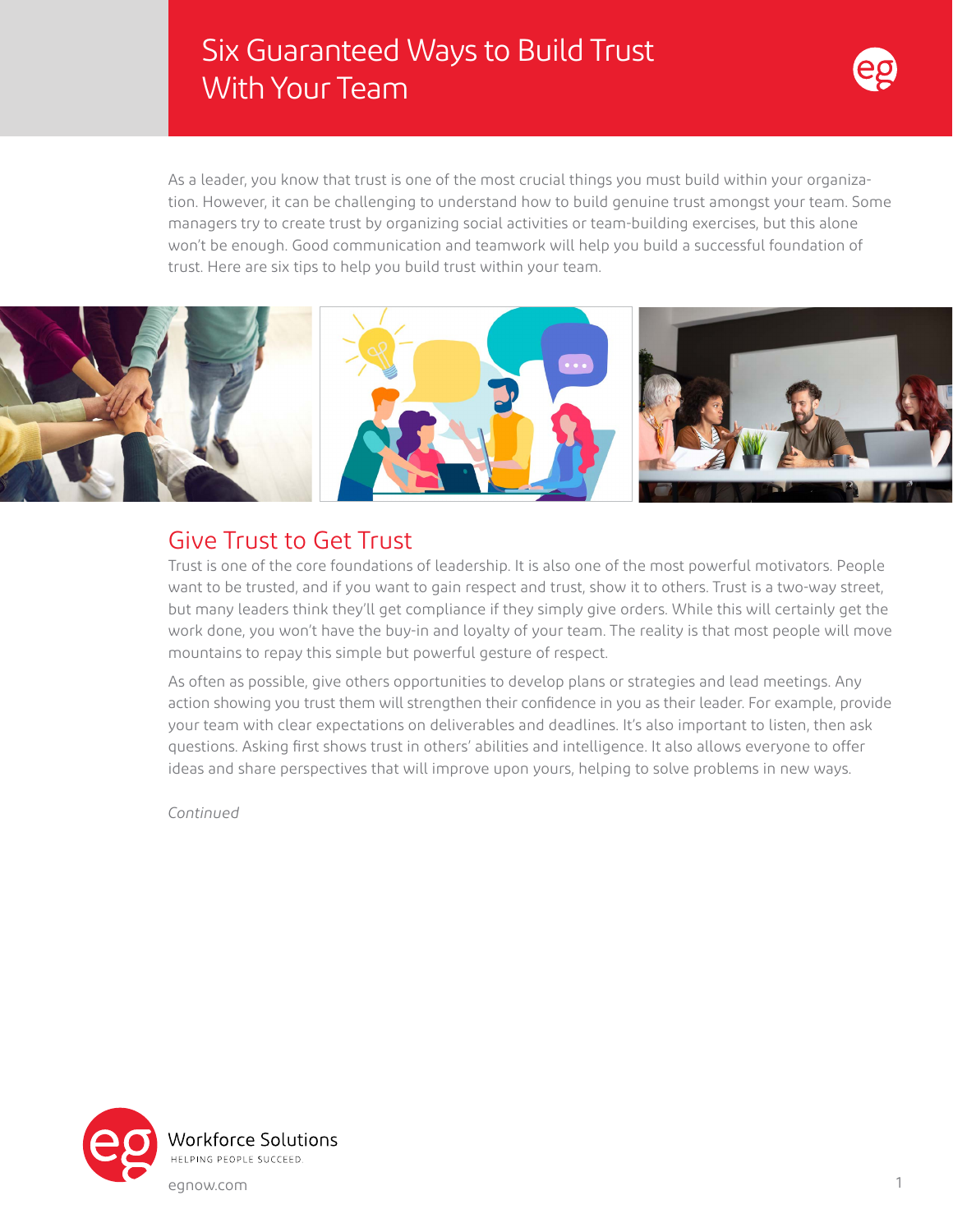# Six Guaranteed Ways to Build Trust With Your Team

As a leader, you know that trust is one of the most crucial things you must build within your organization. However, it can be challenging to understand how to build genuine trust amongst your team. Some managers try to create trust by organizing social activities or team-building exercises, but this alone won't be enough. Good communication and teamwork will help you build a successful foundation of trust. Here are six tips to help you build trust within your team.

## Give Trust to Get Trust

Trust is one of the core foundations of leadership. It is also one of the most powerful motivators. People want to be trusted, and if you want to gain respect and trust, show it to others. Trust is a two-way street, but many leaders think they'll get compliance if they simply give orders. While this will certainly get the work done, you won't have the buy-in and loyalty of your team. The reality is that most people will move mountains to repay this simple but powerful gesture of respect.

As often as possible, give others opportunities to develop plans or strategies and lead meetings. Any action showing you trust them will strengthen their confidence in you as their leader. For example, provide your team with clear expectations on deliverables and deadlines. It's also important to listen, then ask questions. Asking first shows trust in others' abilities and intelligence. It also allows everyone to offer ideas and share perspectives that will improve upon yours, helping to solve problems in new ways.

*Continued*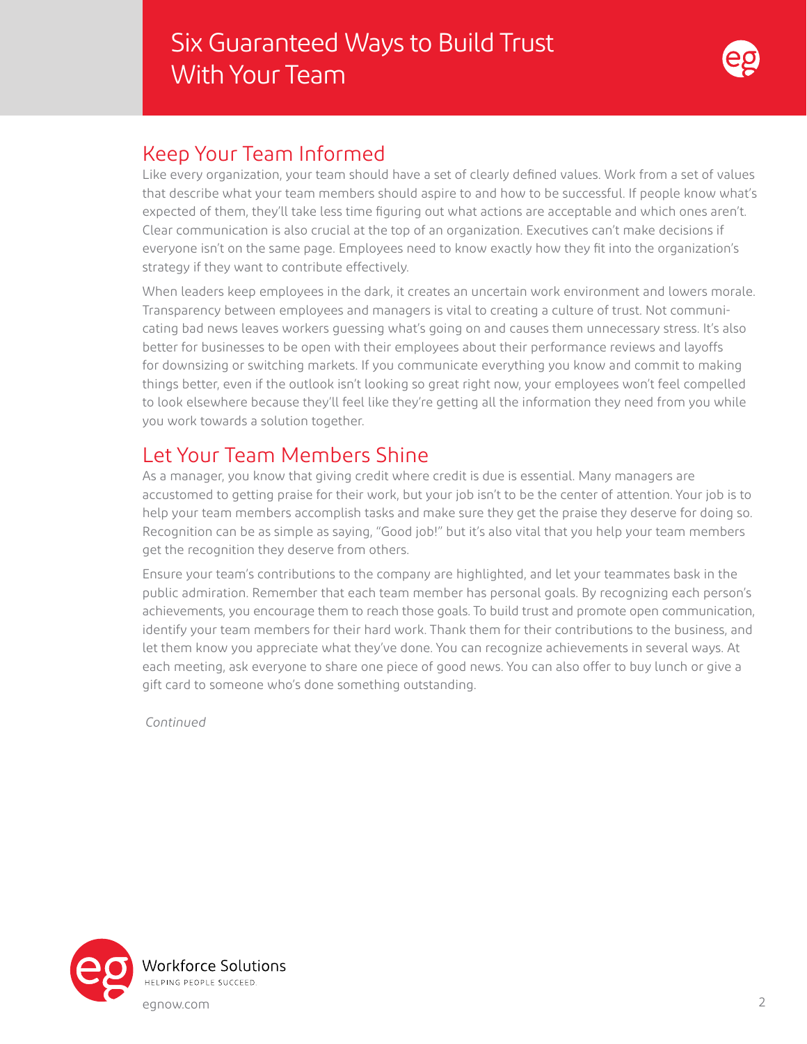## Keep Your Team Informed

Like every organization, your team should have a set of clearly defined values. Work from a set of values that describe what your team members should aspire to and how to be successful. If people know what's expected of them, they'll take less time figuring out what actions are acceptable and which ones aren't. Clear communication is also crucial at the top of an organization. Executives can't make decisions if everyone isn't on the same page. Employees need to know exactly how they fit into the organization's strategy if they want to contribute effectively.

When leaders keep employees in the dark, it creates an uncertain work environment and lowers morale. Transparency between employees and managers is vital to creating a culture of trust. Not communicating bad news leaves workers guessing what's going on and causes them unnecessary stress. It's also better for businesses to be open with their employees about their performance reviews and layoffs for downsizing or switching markets. If you communicate everything you know and commit to making things better, even if the outlook isn't looking so great right now, your employees won't feel compelled to look elsewhere because they'll feel like they're getting all the information they need from you while you work towards a solution together.

## Let Your Team Members Shine

As a manager, you know that giving credit where credit is due is essential. Many managers are accustomed to getting praise for their work, but your job isn't to be the center of attention. Your job is to help your team members accomplish tasks and make sure they get the praise they deserve for doing so. Recognition can be as simple as saying, "Good job!" but it's also vital that you help your team members get the recognition they deserve from others.

Ensure your team's contributions to the company are highlighted, and let your teammates bask in the public admiration. Remember that each team member has personal goals. By recognizing each person's achievements, you encourage them to reach those goals. To build trust and promote open communication, identify your team members for their hard work. Thank them for their contributions to the business, and let them know you appreciate what they've done. You can recognize achievements in several ways. At each meeting, ask everyone to share one piece of good news. You can also offer to buy lunch or give a gift card to someone who's done something outstanding.

*Continued*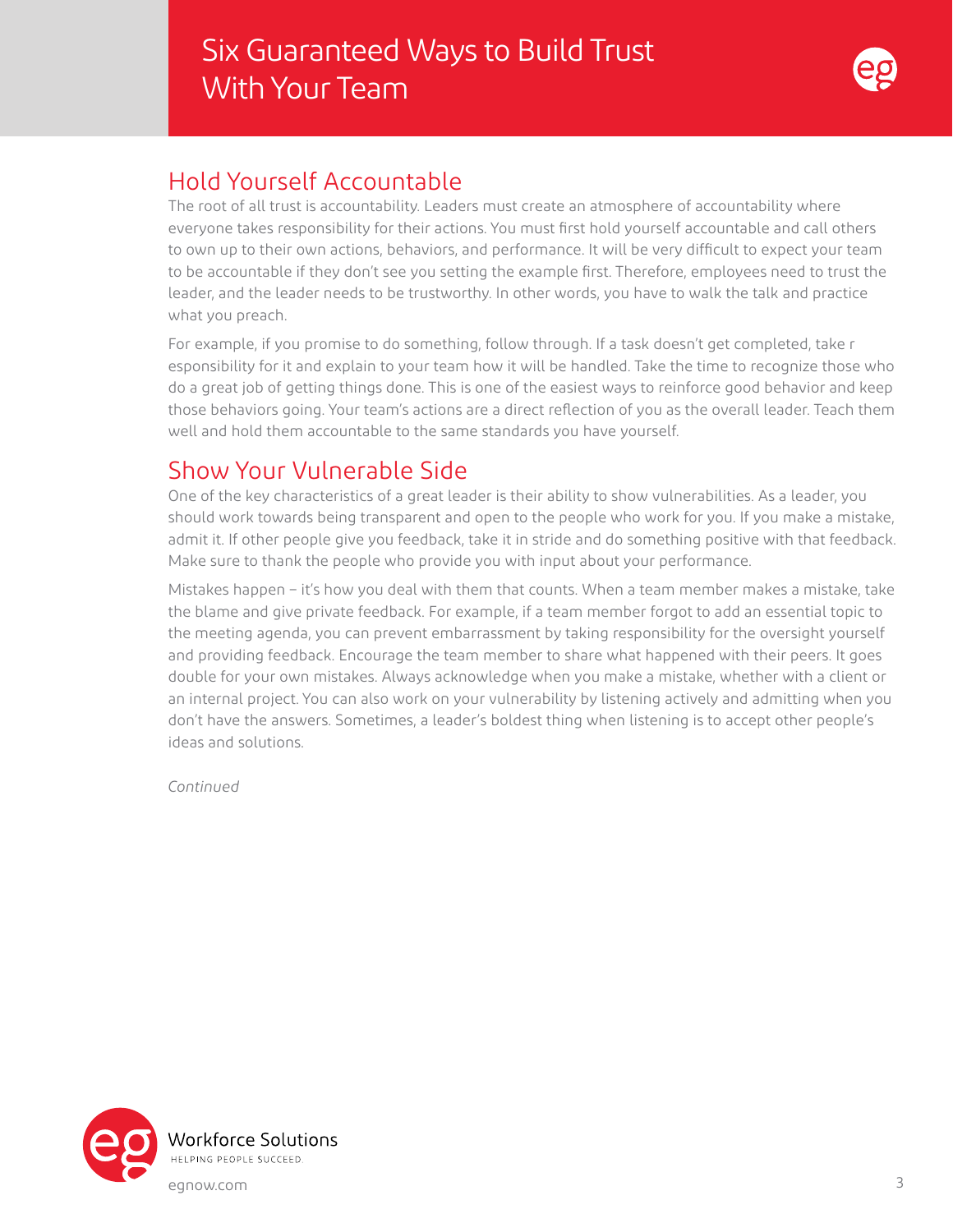## Hold Yourself Accountable

The root of all trust is accountability. Leaders must create an atmosphere of accountability where everyone takes responsibility for their actions. You must first hold yourself accountable and call others to own up to their own actions, behaviors, and performance. It will be very difficult to expect your team to be accountable if they don't see you setting the example first. Therefore, employees need to trust the leader, and the leader needs to be trustworthy. In other words, you have to walk the talk and practice what you preach.

For example, if you promise to do something, follow through. If a task doesn't get completed, take r esponsibility for it and explain to your team how it will be handled. Take the time to recognize those who do a great job of getting things done. This is one of the easiest ways to reinforce good behavior and keep those behaviors going. Your team's actions are a direct reflection of you as the overall leader. Teach them well and hold them accountable to the same standards you have yourself.

## Show Your Vulnerable Side

One of the key characteristics of a great leader is their ability to show vulnerabilities. As a leader, you should work towards being transparent and open to the people who work for you. If you make a mistake, admit it. If other people give you feedback, take it in stride and do something positive with that feedback. Make sure to thank the people who provide you with input about your performance.

Mistakes happen – it's how you deal with them that counts. When a team member makes a mistake, take the blame and give private feedback. For example, if a team member forgot to add an essential topic to the meeting agenda, you can prevent embarrassment by taking responsibility for the oversight yourself and providing feedback. Encourage the team member to share what happened with their peers. It goes double for your own mistakes. Always acknowledge when you make a mistake, whether with a client or an internal project. You can also work on your vulnerability by listening actively and admitting when you don't have the answers. Sometimes, a leader's boldest thing when listening is to accept other people's ideas and solutions.

*Continued*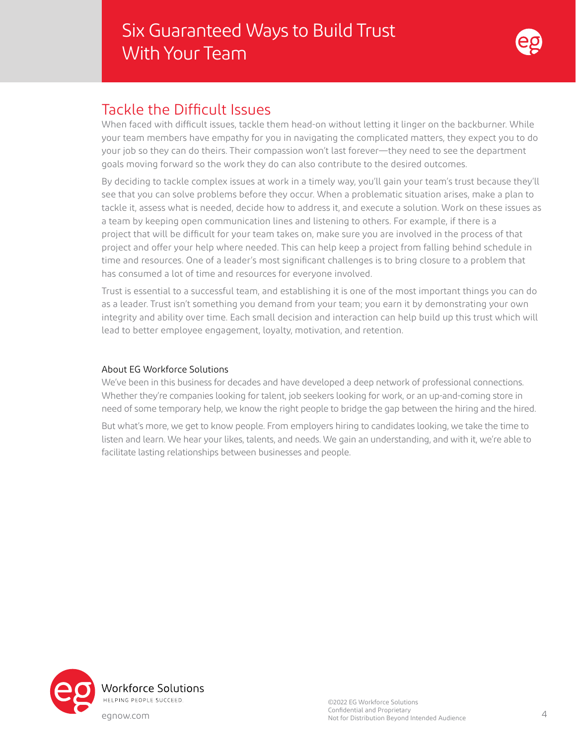## Tackle the Difficult Issues

When faced with difficult issues, tackle them head-on without letting it linger on the backburner. While your team members have empathy for you in navigating the complicated matters, they expect you to do your job so they can do theirs. Their compassion won't last forever—they need to see the department goals moving forward so the work they do can also contribute to the desired outcomes.

By deciding to tackle complex issues at work in a timely way, you'll gain your team's trust because they'll see that you can solve problems before they occur. When a problematic situation arises, make a plan to tackle it, assess what is needed, decide how to address it, and execute a solution. Work on these issues as a team by keeping open communication lines and listening to others. For example, if there is a project that will be difficult for your team takes on, make sure you are involved in the process of that project and offer your help where needed. This can help keep a project from falling behind schedule in time and resources. One of a leader's most significant challenges is to bring closure to a problem that has consumed a lot of time and resources for everyone involved.

Trust is essential to a successful team, and establishing it is one of the most important things you can do as a leader. Trust isn't something you demand from your team; you earn it by demonstrating your own integrity and ability over time. Each small decision and interaction can help build up this trust which will lead to better employee engagement, loyalty, motivation, and retention.

### About EG Workforce Solutions

We've been in this business for decades and have developed a deep network of professional connections. Whether they're companies looking for talent, job seekers looking for work, or an up-and-coming store in need of some temporary help, we know the right people to bridge the gap between the hiring and the hired.

But what's more, we get to know people. From employers hiring to candidates looking, we take the time to listen and learn. We hear your likes, talents, and needs. We gain an understanding, and with it, we're able to facilitate lasting relationships between businesses and people.

Workforce Solutions
HELPING PEOPLE SUCCEED.

egnow.com

©2022 EG Workforce Solutions
Confidential and Proprietary
Not for Distribution Beyond Intended Audience